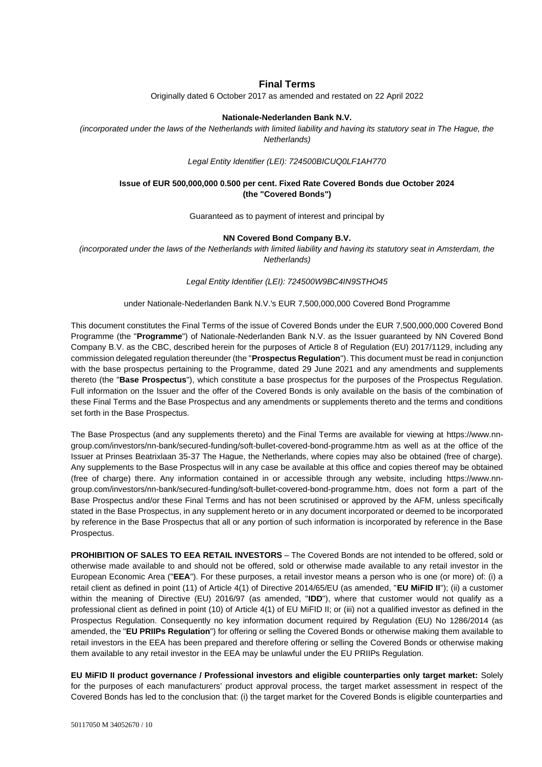# Final Terms

Originally dated 6 October 2017 as amended and restated on 22 April 2022

**Nationale-Nederlanden Bank N.V.**

*(incorporated under the laws of the Netherlands with limited liability and having its statutory seat in The Hague, the Netherlands)*

*Legal Entity Identifier (LEI): 724500BICUQ0LF1AH770*

**Issue of EUR 500,000,000 0.500 per cent. Fixed Rate Covered Bonds due October 2024**
**(the "Covered Bonds")**

Guaranteed as to payment of interest and principal by

**NN Covered Bond Company B.V.**

*(incorporated under the laws of the Netherlands with limited liability and having its statutory seat in Amsterdam, the Netherlands)*

*Legal Entity Identifier (LEI): 724500W9BC4IN9STHO45*

under Nationale-Nederlanden Bank N.V.'s EUR 7,500,000,000 Covered Bond Programme

This document constitutes the Final Terms of the issue of Covered Bonds under the EUR 7,500,000,000 Covered Bond Programme (the "**Programme**") of Nationale-Nederlanden Bank N.V. as the Issuer guaranteed by NN Covered Bond Company B.V. as the CBC, described herein for the purposes of Article 8 of Regulation (EU) 2017/1129, including any commission delegated regulation thereunder (the "**Prospectus Regulation**"). This document must be read in conjunction with the base prospectus pertaining to the Programme, dated 29 June 2021 and any amendments and supplements thereto (the "**Base Prospectus**"), which constitute a base prospectus for the purposes of the Prospectus Regulation. Full information on the Issuer and the offer of the Covered Bonds is only available on the basis of the combination of these Final Terms and the Base Prospectus and any amendments or supplements thereto and the terms and conditions set forth in the Base Prospectus.

The Base Prospectus (and any supplements thereto) and the Final Terms are available for viewing at https://www.nn-group.com/investors/nn-bank/secured-funding/soft-bullet-covered-bond-programme.htm as well as at the office of the Issuer at Prinses Beatrixlaan 35-37 The Hague, the Netherlands, where copies may also be obtained (free of charge). Any supplements to the Base Prospectus will in any case be available at this office and copies thereof may be obtained (free of charge) there. Any information contained in or accessible through any website, including https://www.nn-group.com/investors/nn-bank/secured-funding/soft-bullet-covered-bond-programme.htm, does not form a part of the Base Prospectus and/or these Final Terms and has not been scrutinised or approved by the AFM, unless specifically stated in the Base Prospectus, in any supplement hereto or in any document incorporated or deemed to be incorporated by reference in the Base Prospectus that all or any portion of such information is incorporated by reference in the Base Prospectus.

**PROHIBITION OF SALES TO EEA RETAIL INVESTORS** – The Covered Bonds are not intended to be offered, sold or otherwise made available to and should not be offered, sold or otherwise made available to any retail investor in the European Economic Area ("**EEA**"). For these purposes, a retail investor means a person who is one (or more) of: (i) a retail client as defined in point (11) of Article 4(1) of Directive 2014/65/EU (as amended, "**EU MiFID II**"); (ii) a customer within the meaning of Directive (EU) 2016/97 (as amended, "**IDD**"), where that customer would not qualify as a professional client as defined in point (10) of Article 4(1) of EU MiFID II; or (iii) not a qualified investor as defined in the Prospectus Regulation. Consequently no key information document required by Regulation (EU) No 1286/2014 (as amended, the "**EU PRIIPs Regulation**") for offering or selling the Covered Bonds or otherwise making them available to retail investors in the EEA has been prepared and therefore offering or selling the Covered Bonds or otherwise making them available to any retail investor in the EEA may be unlawful under the EU PRIIPs Regulation.

**EU MiFID II product governance / Professional investors and eligible counterparties only target market:** Solely for the purposes of each manufacturers' product approval process, the target market assessment in respect of the Covered Bonds has led to the conclusion that: (i) the target market for the Covered Bonds is eligible counterparties and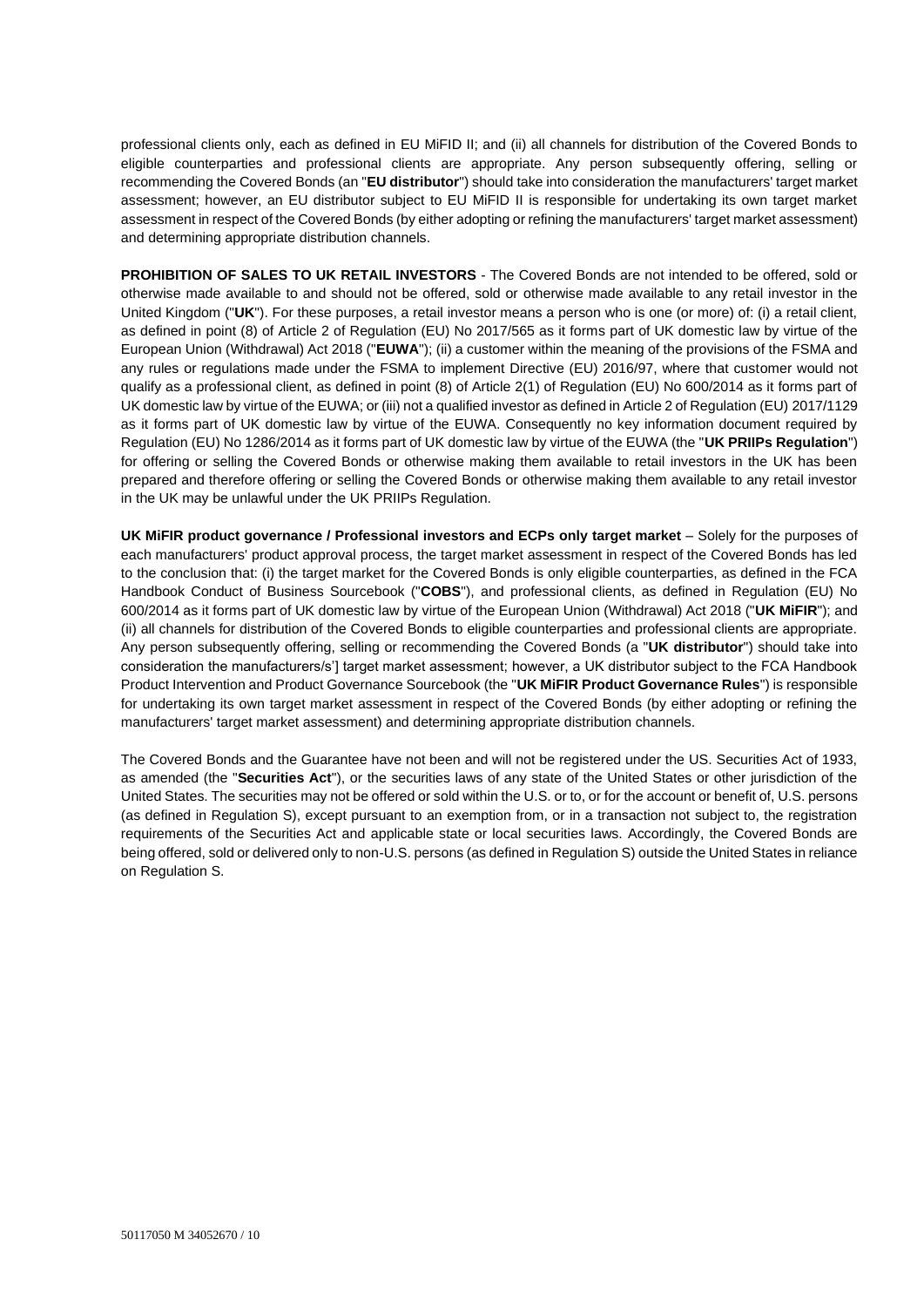professional clients only, each as defined in EU MiFID II; and (ii) all channels for distribution of the Covered Bonds to eligible counterparties and professional clients are appropriate. Any person subsequently offering, selling or recommending the Covered Bonds (an "**EU distributor**") should take into consideration the manufacturers' target market assessment; however, an EU distributor subject to EU MiFID II is responsible for undertaking its own target market assessment in respect of the Covered Bonds (by either adopting or refining the manufacturers' target market assessment) and determining appropriate distribution channels.

**PROHIBITION OF SALES TO UK RETAIL INVESTORS** - The Covered Bonds are not intended to be offered, sold or otherwise made available to and should not be offered, sold or otherwise made available to any retail investor in the United Kingdom ("**UK**"). For these purposes, a retail investor means a person who is one (or more) of: (i) a retail client, as defined in point (8) of Article 2 of Regulation (EU) No 2017/565 as it forms part of UK domestic law by virtue of the European Union (Withdrawal) Act 2018 ("**EUWA**"); (ii) a customer within the meaning of the provisions of the FSMA and any rules or regulations made under the FSMA to implement Directive (EU) 2016/97, where that customer would not qualify as a professional client, as defined in point (8) of Article 2(1) of Regulation (EU) No 600/2014 as it forms part of UK domestic law by virtue of the EUWA; or (iii) not a qualified investor as defined in Article 2 of Regulation (EU) 2017/1129 as it forms part of UK domestic law by virtue of the EUWA. Consequently no key information document required by Regulation (EU) No 1286/2014 as it forms part of UK domestic law by virtue of the EUWA (the "**UK PRIIPs Regulation**") for offering or selling the Covered Bonds or otherwise making them available to retail investors in the UK has been prepared and therefore offering or selling the Covered Bonds or otherwise making them available to any retail investor in the UK may be unlawful under the UK PRIIPs Regulation.

**UK MiFIR product governance / Professional investors and ECPs only target market** – Solely for the purposes of each manufacturers' product approval process, the target market assessment in respect of the Covered Bonds has led to the conclusion that: (i) the target market for the Covered Bonds is only eligible counterparties, as defined in the FCA Handbook Conduct of Business Sourcebook ("**COBS**"), and professional clients, as defined in Regulation (EU) No 600/2014 as it forms part of UK domestic law by virtue of the European Union (Withdrawal) Act 2018 ("**UK MiFIR**"); and (ii) all channels for distribution of the Covered Bonds to eligible counterparties and professional clients are appropriate. Any person subsequently offering, selling or recommending the Covered Bonds (a "**UK distributor**") should take into consideration the manufacturers/s'] target market assessment; however, a UK distributor subject to the FCA Handbook Product Intervention and Product Governance Sourcebook (the "**UK MiFIR Product Governance Rules**") is responsible for undertaking its own target market assessment in respect of the Covered Bonds (by either adopting or refining the manufacturers' target market assessment) and determining appropriate distribution channels.

The Covered Bonds and the Guarantee have not been and will not be registered under the US. Securities Act of 1933, as amended (the "**Securities Act**"), or the securities laws of any state of the United States or other jurisdiction of the United States. The securities may not be offered or sold within the U.S. or to, or for the account or benefit of, U.S. persons (as defined in Regulation S), except pursuant to an exemption from, or in a transaction not subject to, the registration requirements of the Securities Act and applicable state or local securities laws. Accordingly, the Covered Bonds are being offered, sold or delivered only to non-U.S. persons (as defined in Regulation S) outside the United States in reliance on Regulation S.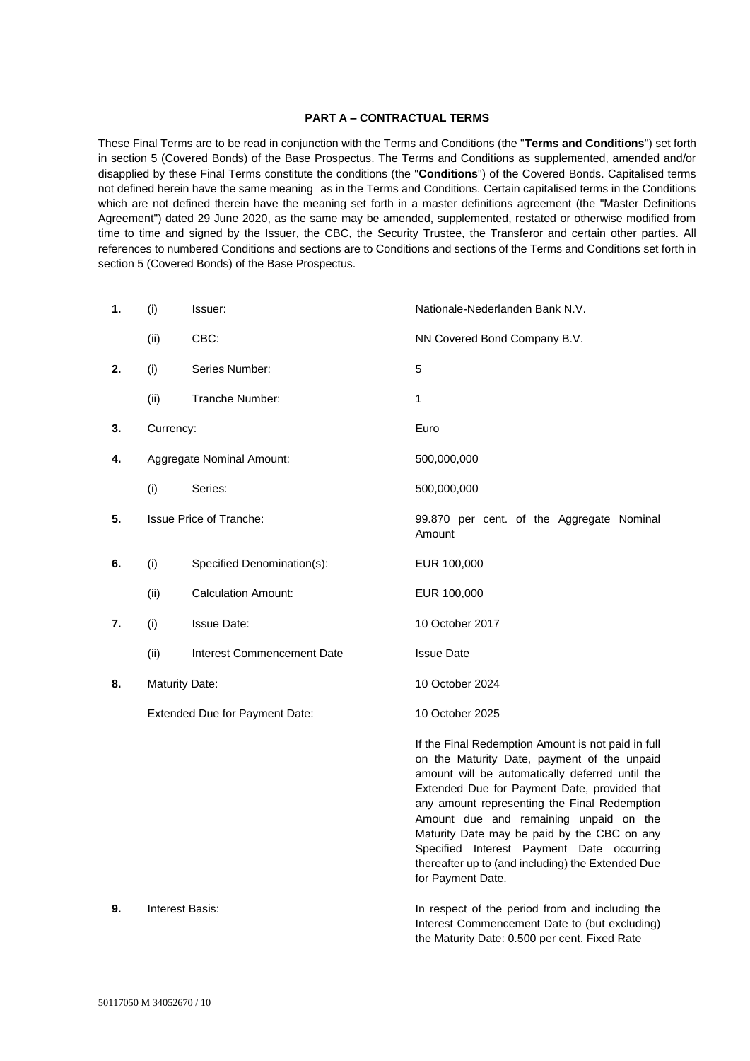### PART A – CONTRACTUAL TERMS

These Final Terms are to be read in conjunction with the Terms and Conditions (the "**Terms and Conditions**") set forth in section 5 (Covered Bonds) of the Base Prospectus. The Terms and Conditions as supplemented, amended and/or disapplied by these Final Terms constitute the conditions (the "**Conditions**") of the Covered Bonds. Capitalised terms not defined herein have the same meaning as in the Terms and Conditions. Certain capitalised terms in the Conditions which are not defined therein have the meaning set forth in a master definitions agreement (the "Master Definitions Agreement") dated 29 June 2020, as the same may be amended, supplemented, restated or otherwise modified from time to time and signed by the Issuer, the CBC, the Security Trustee, the Transferor and certain other parties. All references to numbered Conditions and sections are to Conditions and sections of the Terms and Conditions set forth in section 5 (Covered Bonds) of the Base Prospectus.

| | | | |
|---|---|---|---|
| **1.** | (i) | Issuer: | Nationale-Nederlanden Bank N.V. |
| | (ii) | CBC: | NN Covered Bond Company B.V. |
| **2.** | (i) | Series Number: | 5 |
| | (ii) | Tranche Number: | 1 |
| **3.** | Currency: | | Euro |
| **4.** | Aggregate Nominal Amount: | | 500,000,000 |
| | (i) | Series: | 500,000,000 |
| **5.** | Issue Price of Tranche: | | 99.870 per cent. of the Aggregate Nominal Amount |
| **6.** | (i) | Specified Denomination(s): | EUR 100,000 |
| | (ii) | Calculation Amount: | EUR 100,000 |
| **7.** | (i) | Issue Date: | 10 October 2017 |
| | (ii) | Interest Commencement Date | Issue Date |
| **8.** | Maturity Date: | | 10 October 2024 |
| | Extended Due for Payment Date: | | 10 October 2025<br><br>If the Final Redemption Amount is not paid in full on the Maturity Date, payment of the unpaid amount will be automatically deferred until the Extended Due for Payment Date, provided that any amount representing the Final Redemption Amount due and remaining unpaid on the Maturity Date may be paid by the CBC on any Specified Interest Payment Date occurring thereafter up to (and including) the Extended Due for Payment Date. |
| **9.** | Interest Basis: | | In respect of the period from and including the Interest Commencement Date to (but excluding) the Maturity Date: 0.500 per cent. Fixed Rate |

50117050 M 34052670 / 10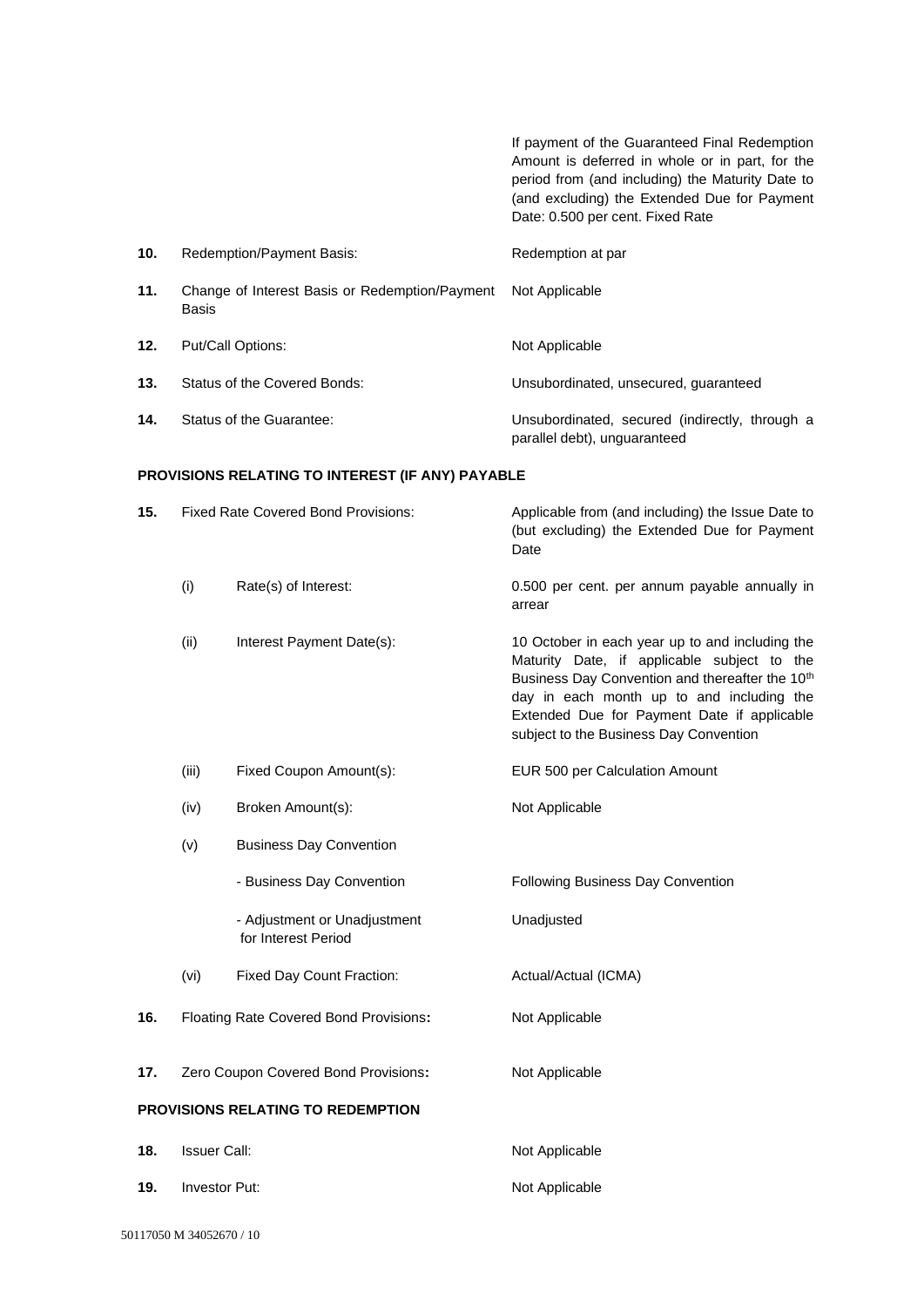|  |  |  |
|---|---|---|
|  |  | If payment of the Guaranteed Final Redemption Amount is deferred in whole or in part, for the period from (and including) the Maturity Date to (and excluding) the Extended Due for Payment Date: 0.500 per cent. Fixed Rate |
| **10.** | Redemption/Payment Basis: | Redemption at par |
| **11.** | Change of Interest Basis or Redemption/Payment Basis | Not Applicable |
| **12.** | Put/Call Options: | Not Applicable |
| **13.** | Status of the Covered Bonds: | Unsubordinated, unsecured, guaranteed |
| **14.** | Status of the Guarantee: | Unsubordinated, secured (indirectly, through a parallel debt), unguaranteed |

**PROVISIONS RELATING TO INTEREST (IF ANY) PAYABLE**

|  |  |  |
|---|---|---|
| **15.** | Fixed Rate Covered Bond Provisions: | Applicable from (and including) the Issue Date to (but excluding) the Extended Due for Payment Date |
|  | (i) Rate(s) of Interest: | 0.500 per cent. per annum payable annually in arrear |
|  | (ii) Interest Payment Date(s): | 10 October in each year up to and including the Maturity Date, if applicable subject to the Business Day Convention and thereafter the 10th day in each month up to and including the Extended Due for Payment Date if applicable subject to the Business Day Convention |
|  | (iii) Fixed Coupon Amount(s): | EUR 500 per Calculation Amount |
|  | (iv) Broken Amount(s): | Not Applicable |
|  | (v) Business Day Convention |  |
|  | - Business Day Convention | Following Business Day Convention |
|  | - Adjustment or Unadjustment for Interest Period | Unadjusted |
|  | (vi) Fixed Day Count Fraction: | Actual/Actual (ICMA) |
| **16.** | Floating Rate Covered Bond Provisions**:** | Not Applicable |
| **17.** | Zero Coupon Covered Bond Provisions**:** | Not Applicable |

**PROVISIONS RELATING TO REDEMPTION**

|  |  |  |
|---|---|---|
| **18.** | Issuer Call: | Not Applicable |
| **19.** | Investor Put: | Not Applicable |

50117050 M 34052670 / 10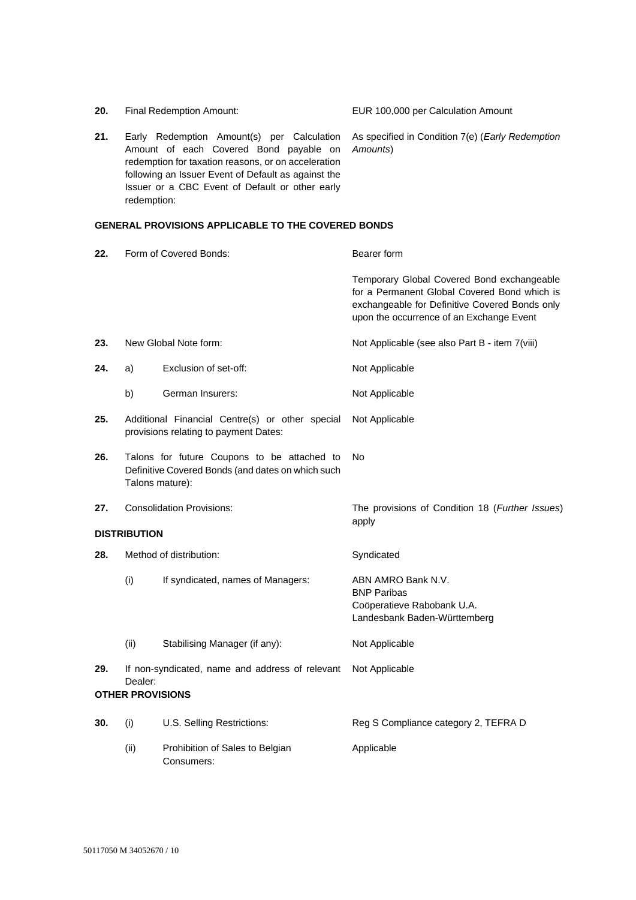| | | | |
|---|---|---|---|
| **20.** | Final Redemption Amount: | | EUR 100,000 per Calculation Amount |
| **21.** | Early Redemption Amount(s) per Calculation Amount of each Covered Bond payable on redemption for taxation reasons, or on acceleration following an Issuer Event of Default as against the Issuer or a CBC Event of Default or other early redemption: | | As specified in Condition 7(e) (*Early Redemption Amounts*) |

**GENERAL PROVISIONS APPLICABLE TO THE COVERED BONDS**

| | | | |
|---|---|---|---|
| **22.** | Form of Covered Bonds: | | Bearer form<br><br>Temporary Global Covered Bond exchangeable for a Permanent Global Covered Bond which is exchangeable for Definitive Covered Bonds only upon the occurrence of an Exchange Event |
| **23.** | New Global Note form: | | Not Applicable (see also Part B - item 7(viii) |
| **24.** | a) | Exclusion of set-off: | Not Applicable |
| | b) | German Insurers: | Not Applicable |
| **25.** | Additional Financial Centre(s) or other special provisions relating to payment Dates: | | Not Applicable |
| **26.** | Talons for future Coupons to be attached to Definitive Covered Bonds (and dates on which such Talons mature): | | No |
| **27.** | Consolidation Provisions: | | The provisions of Condition 18 (*Further Issues*) apply |

**DISTRIBUTION**

| | | | |
|---|---|---|---|
| **28.** | Method of distribution: | | Syndicated |
| | (i) | If syndicated, names of Managers: | ABN AMRO Bank N.V.<br>BNP Paribas<br>Coöperatieve Rabobank U.A.<br>Landesbank Baden-Württemberg |
| | (ii) | Stabilising Manager (if any): | Not Applicable |
| **29.** | If non-syndicated, name and address of relevant Dealer: | | Not Applicable |

**OTHER PROVISIONS**

| | | | |
|---|---|---|---|
| **30.** | (i) | U.S. Selling Restrictions: | Reg S Compliance category 2, TEFRA D |
| | (ii) | Prohibition of Sales to Belgian Consumers: | Applicable |

50117050 M 34052670 / 10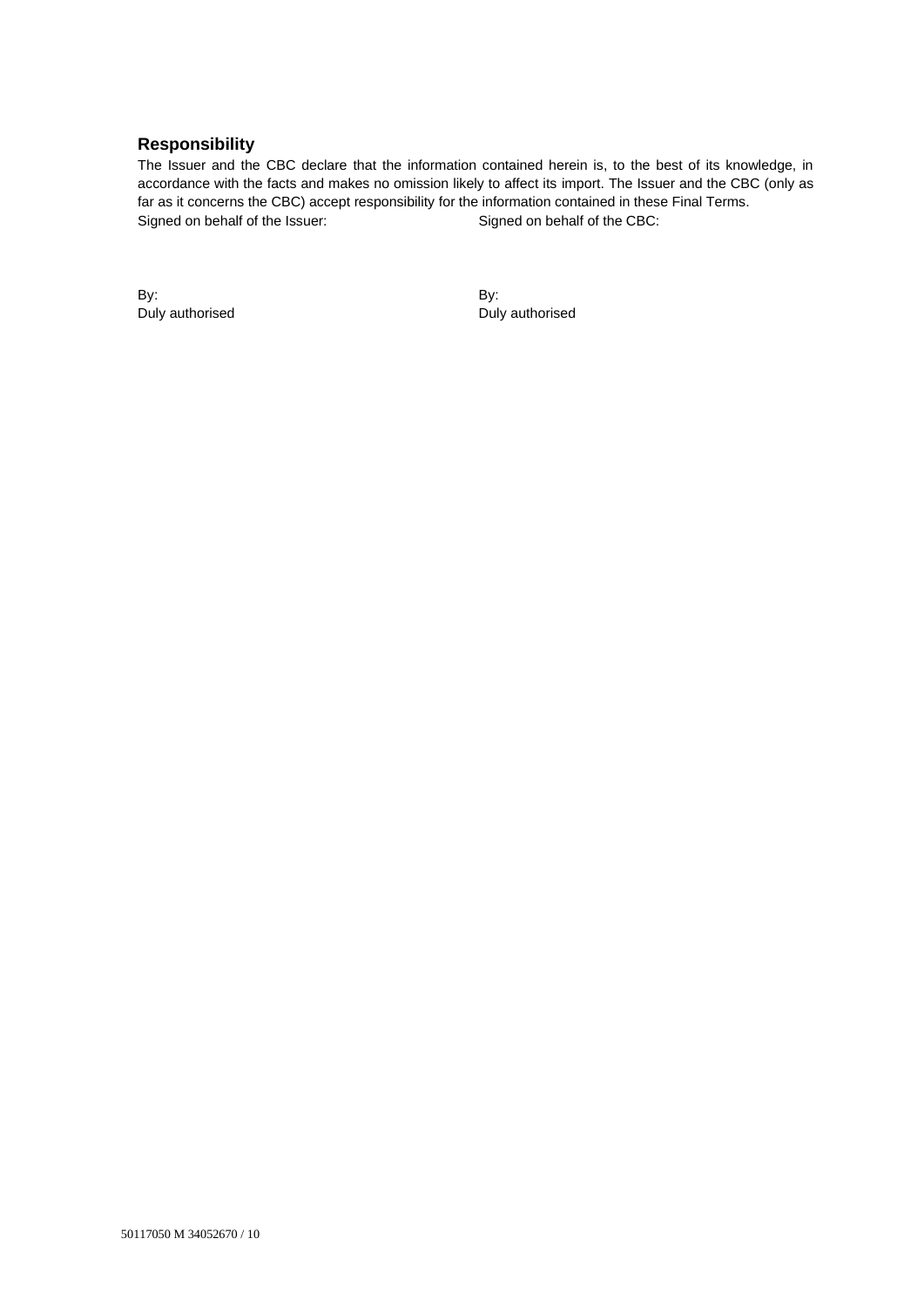## Responsibility

The Issuer and the CBC declare that the information contained herein is, to the best of its knowledge, in accordance with the facts and makes no omission likely to affect its import. The Issuer and the CBC (only as far as it concerns the CBC) accept responsibility for the information contained in these Final Terms.

| Signed on behalf of the Issuer: | Signed on behalf of the CBC: |
|---|---|
| By: | By: |
| Duly authorised | Duly authorised |

50117050 M 34052670 / 10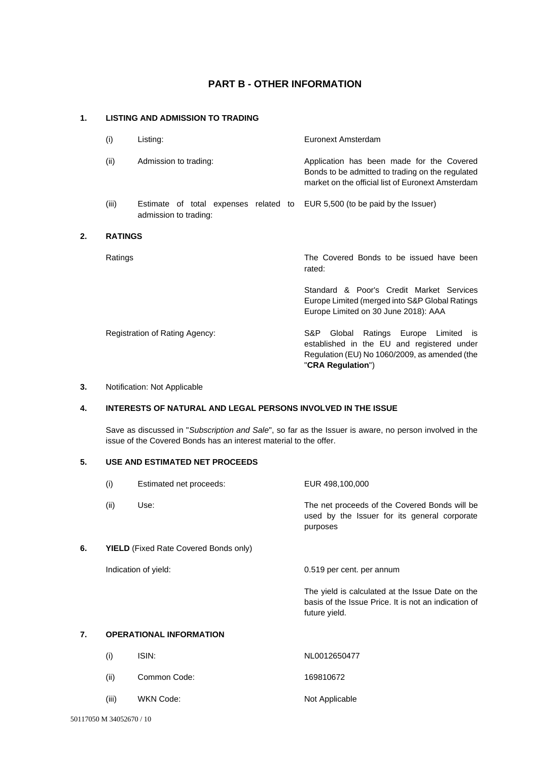## PART B - OTHER INFORMATION

### 1. LISTING AND ADMISSION TO TRADING

| | | |
|---|---|---|
| (i) | Listing: | Euronext Amsterdam |
| (ii) | Admission to trading: | Application has been made for the Covered Bonds to be admitted to trading on the regulated market on the official list of Euronext Amsterdam |
| (iii) | Estimate of total expenses related to admission to trading: | EUR 5,500 (to be paid by the Issuer) |

### 2. RATINGS

| | |
|---|---|
| Ratings | The Covered Bonds to be issued have been rated:<br><br>Standard & Poor's Credit Market Services Europe Limited (merged into S&P Global Ratings Europe Limited on 30 June 2018): AAA |
| Registration of Rating Agency: | S&P Global Ratings Europe Limited is established in the EU and registered under Regulation (EU) No 1060/2009, as amended (the "**CRA Regulation**") |

### 3. Notification: Not Applicable

### 4. INTERESTS OF NATURAL AND LEGAL PERSONS INVOLVED IN THE ISSUE

Save as discussed in "*Subscription and Sale*", so far as the Issuer is aware, no person involved in the issue of the Covered Bonds has an interest material to the offer.

### 5. USE AND ESTIMATED NET PROCEEDS

| | | |
|---|---|---|
| (i) | Estimated net proceeds: | EUR 498,100,000 |
| (ii) | Use: | The net proceeds of the Covered Bonds will be used by the Issuer for its general corporate purposes |

### 6. YIELD (Fixed Rate Covered Bonds only)

| | |
|---|---|
| Indication of yield: | 0.519 per cent. per annum<br><br>The yield is calculated at the Issue Date on the basis of the Issue Price. It is not an indication of future yield. |

### 7. OPERATIONAL INFORMATION

| | | |
|---|---|---|
| (i) | ISIN: | NL0012650477 |
| (ii) | Common Code: | 169810672 |
| (iii) | WKN Code: | Not Applicable |

50117050 M 34052670 / 10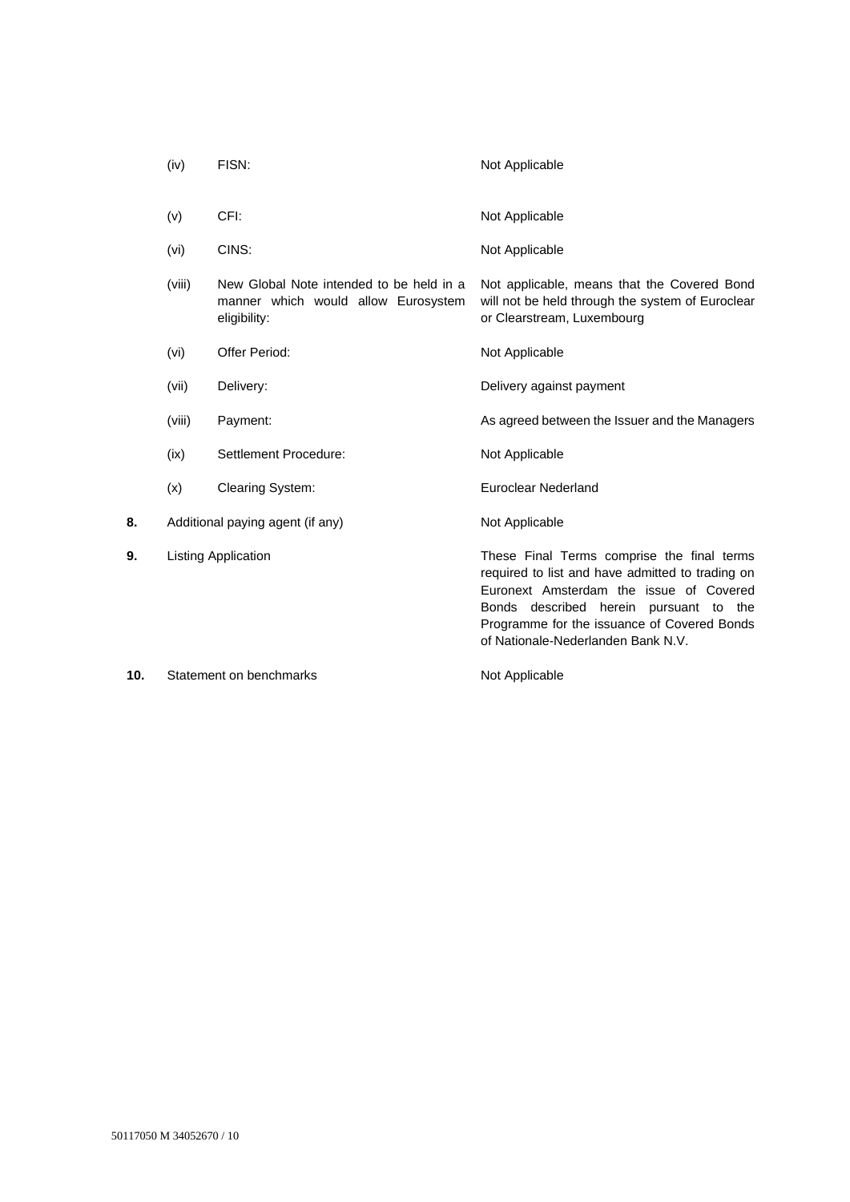| | | | |
|---|---|---|---|
| | (iv) | FISN: | Not Applicable |
| | (v) | CFI: | Not Applicable |
| | (vi) | CINS: | Not Applicable |
| | (viii) | New Global Note intended to be held in a manner which would allow Eurosystem eligibility: | Not applicable, means that the Covered Bond will not be held through the system of Euroclear or Clearstream, Luxembourg |
| | (vi) | Offer Period: | Not Applicable |
| | (vii) | Delivery: | Delivery against payment |
| | (viii) | Payment: | As agreed between the Issuer and the Managers |
| | (ix) | Settlement Procedure: | Not Applicable |
| | (x) | Clearing System: | Euroclear Nederland |
| **8.** | Additional paying agent (if any) | | Not Applicable |
| **9.** | Listing Application | | These Final Terms comprise the final terms required to list and have admitted to trading on Euronext Amsterdam the issue of Covered Bonds described herein pursuant to the Programme for the issuance of Covered Bonds of Nationale-Nederlanden Bank N.V. |
| **10.** | Statement on benchmarks | | Not Applicable |

50117050 M 34052670 / 10